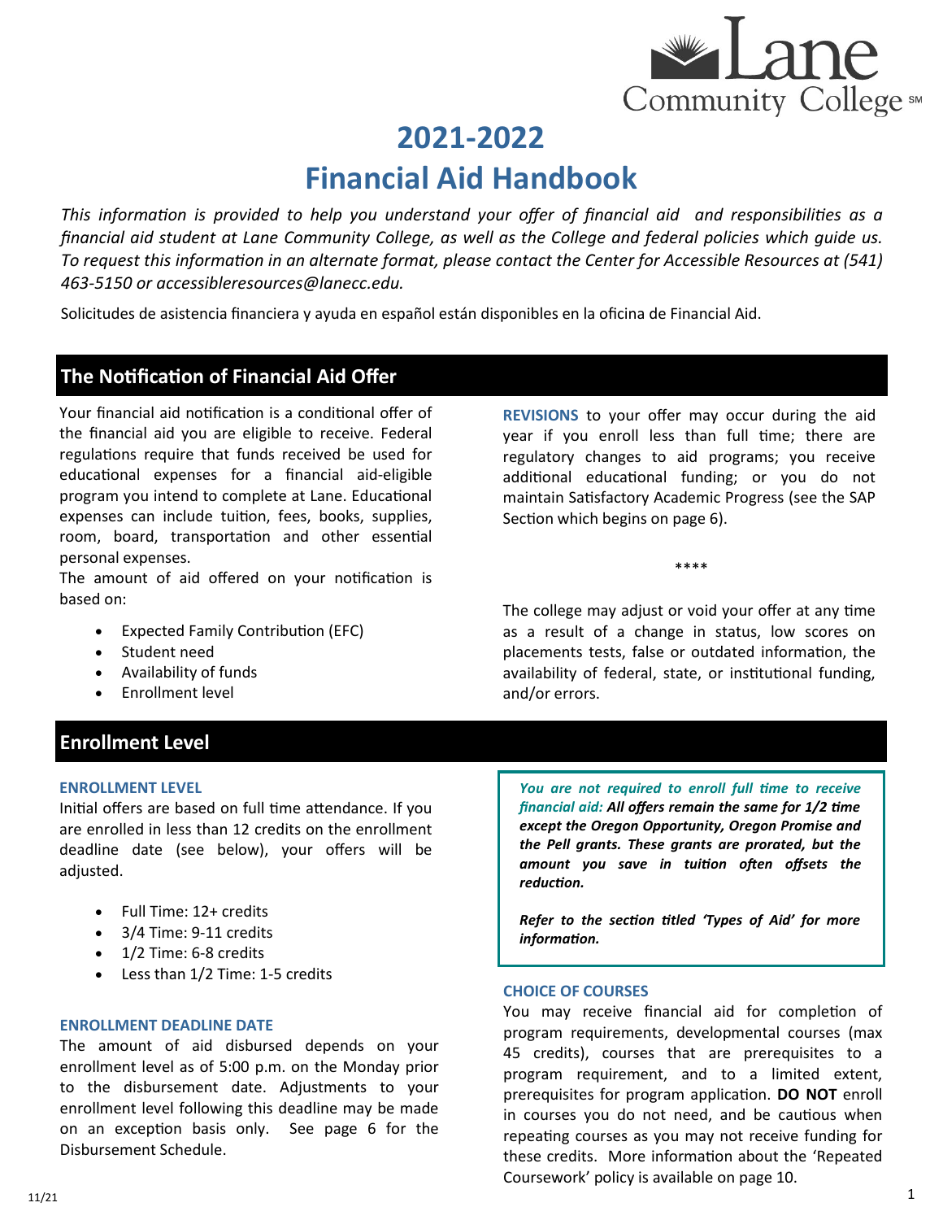# 2021-2022
# Financial Aid Handbook

*This information is provided to help you understand your offer of financial aid and responsibilities as a financial aid student at Lane Community College, as well as the College and federal policies which guide us. To request this information in an alternate format, please contact the Center for Accessible Resources at (541) 463-5150 or accessibleresources@lanecc.edu.*

Solicitudes de asistencia financiera y ayuda en español están disponibles en la oficina de Financial Aid.

## The Notification of Financial Aid Offer

Your financial aid notification is a conditional offer of the financial aid you are eligible to receive. Federal regulations require that funds received be used for educational expenses for a financial aid-eligible program you intend to complete at Lane. Educational expenses can include tuition, fees, books, supplies, room, board, transportation and other essential personal expenses.

The amount of aid offered on your notification is based on:

- Expected Family Contribution (EFC)
- Student need
- Availability of funds
- Enrollment level

**REVISIONS** to your offer may occur during the aid year if you enroll less than full time; there are regulatory changes to aid programs; you receive additional educational funding; or you do not maintain Satisfactory Academic Progress (see the SAP Section which begins on page 6).

****

The college may adjust or void your offer at any time as a result of a change in status, low scores on placements tests, false or outdated information, the availability of federal, state, or institutional funding, and/or errors.

## Enrollment Level

### ENROLLMENT LEVEL

Initial offers are based on full time attendance. If you are enrolled in less than 12 credits on the enrollment deadline date (see below), your offers will be adjusted.

- Full Time: 12+ credits
- 3/4 Time: 9-11 credits
- 1/2 Time: 6-8 credits
- Less than 1/2 Time: 1-5 credits

### ENROLLMENT DEADLINE DATE

The amount of aid disbursed depends on your enrollment level as of 5:00 p.m. on the Monday prior to the disbursement date. Adjustments to your enrollment level following this deadline may be made on an exception basis only. See page 6 for the Disbursement Schedule.

*You are not required to enroll full time to receive financial aid:* ***All offers remain the same for 1/2 time except the Oregon Opportunity, Oregon Promise and the Pell grants. These grants are prorated, but the amount you save in tuition often offsets the reduction.***

***Refer to the section titled 'Types of Aid' for more information.***

### CHOICE OF COURSES

You may receive financial aid for completion of program requirements, developmental courses (max 45 credits), courses that are prerequisites to a program requirement, and to a limited extent, prerequisites for program application. **DO NOT** enroll in courses you do not need, and be cautious when repeating courses as you may not receive funding for these credits. More information about the 'Repeated Coursework' policy is available on page 10.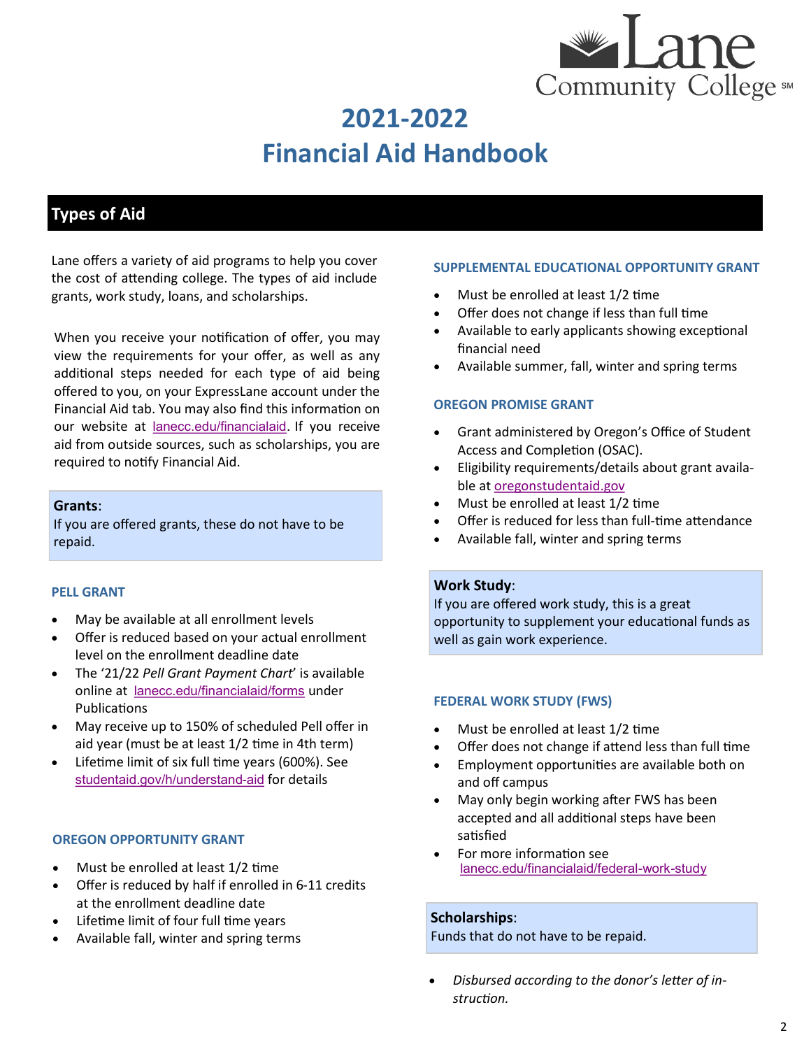# 2021-2022 Financial Aid Handbook

## Types of Aid

Lane offers a variety of aid programs to help you cover the cost of attending college. The types of aid include grants, work study, loans, and scholarships.

When you receive your notification of offer, you may view the requirements for your offer, as well as any additional steps needed for each type of aid being offered to you, on your ExpressLane account under the Financial Aid tab. You may also find this information on our website at lanecc.edu/financialaid. If you receive aid from outside sources, such as scholarships, you are required to notify Financial Aid.

**Grants**:
If you are offered grants, these do not have to be repaid.

### PELL GRANT

- May be available at all enrollment levels
- Offer is reduced based on your actual enrollment level on the enrollment deadline date
- The '21/22 *Pell Grant Payment Chart*' is available online at lanecc.edu/financialaid/forms under Publications
- May receive up to 150% of scheduled Pell offer in aid year (must be at least 1/2 time in 4th term)
- Lifetime limit of six full time years (600%). See studentaid.gov/h/understand-aid for details

### OREGON OPPORTUNITY GRANT

- Must be enrolled at least 1/2 time
- Offer is reduced by half if enrolled in 6-11 credits at the enrollment deadline date
- Lifetime limit of four full time years
- Available fall, winter and spring terms

### SUPPLEMENTAL EDUCATIONAL OPPORTUNITY GRANT

- Must be enrolled at least 1/2 time
- Offer does not change if less than full time
- Available to early applicants showing exceptional financial need
- Available summer, fall, winter and spring terms

### OREGON PROMISE GRANT

- Grant administered by Oregon's Office of Student Access and Completion (OSAC).
- Eligibility requirements/details about grant available at oregonstudentaid.gov
- Must be enrolled at least 1/2 time
- Offer is reduced for less than full-time attendance
- Available fall, winter and spring terms

**Work Study**:
If you are offered work study, this is a great opportunity to supplement your educational funds as well as gain work experience.

### FEDERAL WORK STUDY (FWS)

- Must be enrolled at least 1/2 time
- Offer does not change if attend less than full time
- Employment opportunities are available both on and off campus
- May only begin working after FWS has been accepted and all additional steps have been satisfied
- For more information see lanecc.edu/financialaid/federal-work-study

**Scholarships**:
Funds that do not have to be repaid.

- *Disbursed according to the donor's letter of instruction.*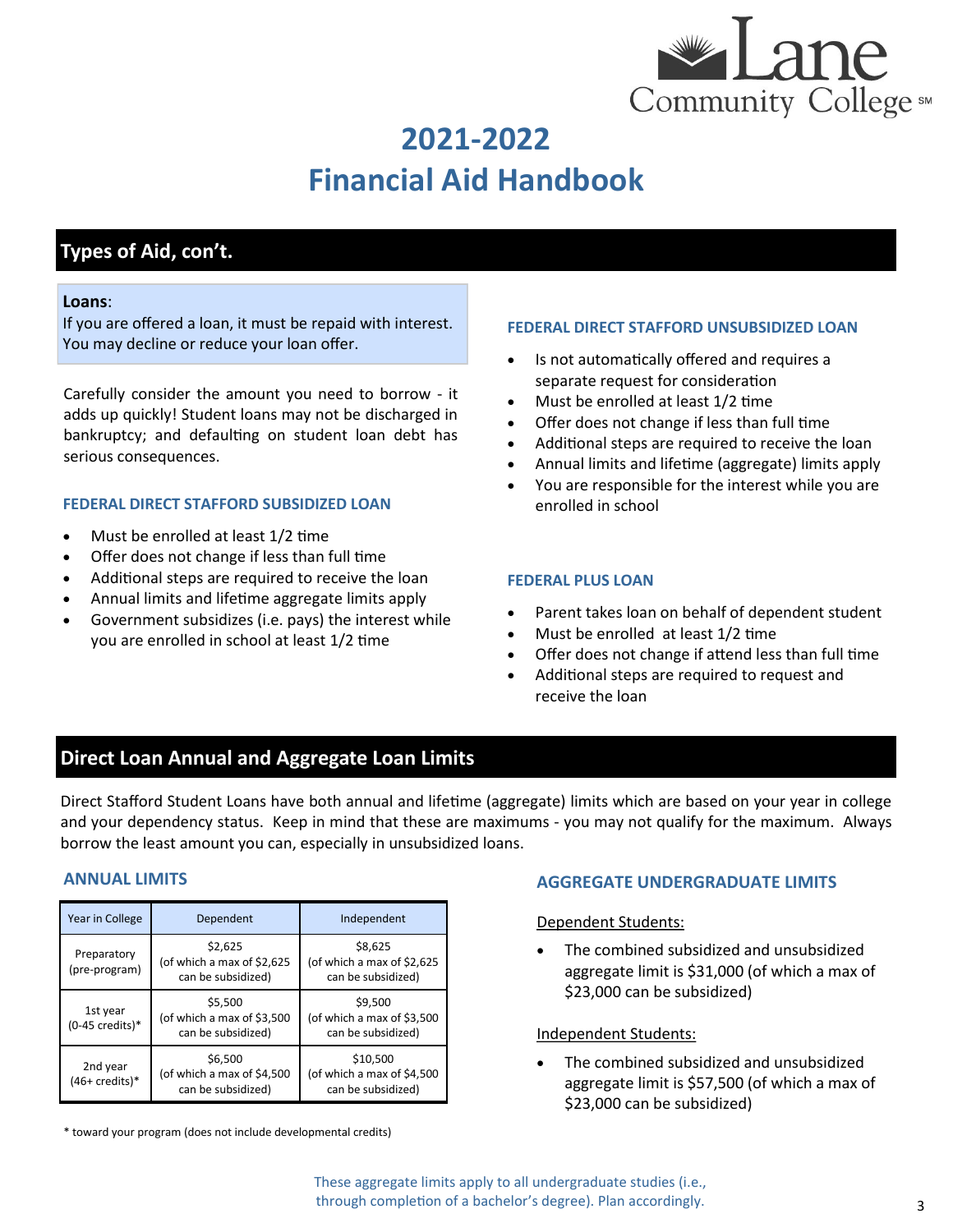# 2021-2022 Financial Aid Handbook

## Types of Aid, con't.

**Loans**:
If you are offered a loan, it must be repaid with interest. You may decline or reduce your loan offer.

Carefully consider the amount you need to borrow - it adds up quickly! Student loans may not be discharged in bankruptcy; and defaulting on student loan debt has serious consequences.

### FEDERAL DIRECT STAFFORD SUBSIDIZED LOAN

- Must be enrolled at least 1/2 time
- Offer does not change if less than full time
- Additional steps are required to receive the loan
- Annual limits and lifetime aggregate limits apply
- Government subsidizes (i.e. pays) the interest while you are enrolled in school at least 1/2 time

### FEDERAL DIRECT STAFFORD UNSUBSIDIZED LOAN

- Is not automatically offered and requires a separate request for consideration
- Must be enrolled at least 1/2 time
- Offer does not change if less than full time
- Additional steps are required to receive the loan
- Annual limits and lifetime (aggregate) limits apply
- You are responsible for the interest while you are enrolled in school

### FEDERAL PLUS LOAN

- Parent takes loan on behalf of dependent student
- Must be enrolled at least 1/2 time
- Offer does not change if attend less than full time
- Additional steps are required to request and receive the loan

## Direct Loan Annual and Aggregate Loan Limits

Direct Stafford Student Loans have both annual and lifetime (aggregate) limits which are based on your year in college and your dependency status. Keep in mind that these are maximums - you may not qualify for the maximum. Always borrow the least amount you can, especially in unsubsidized loans.

### ANNUAL LIMITS

| Year in College | Dependent | Independent |
|---|---|---|
| Preparatory (pre-program) | $2,625 (of which a max of $2,625 can be subsidized) | $8,625 (of which a max of $2,625 can be subsidized) |
| 1st year (0-45 credits)* | $5,500 (of which a max of $3,500 can be subsidized) | $9,500 (of which a max of $3,500 can be subsidized) |
| 2nd year (46+ credits)* | $6,500 (of which a max of $4,500 can be subsidized) | $10,500 (of which a max of $4,500 can be subsidized) |

\* toward your program (does not include developmental credits)

### AGGREGATE UNDERGRADUATE LIMITS

Dependent Students:

- The combined subsidized and unsubsidized aggregate limit is $31,000 (of which a max of $23,000 can be subsidized)

Independent Students:

- The combined subsidized and unsubsidized aggregate limit is $57,500 (of which a max of $23,000 can be subsidized)

These aggregate limits apply to all undergraduate studies (i.e., through completion of a bachelor's degree). Plan accordingly.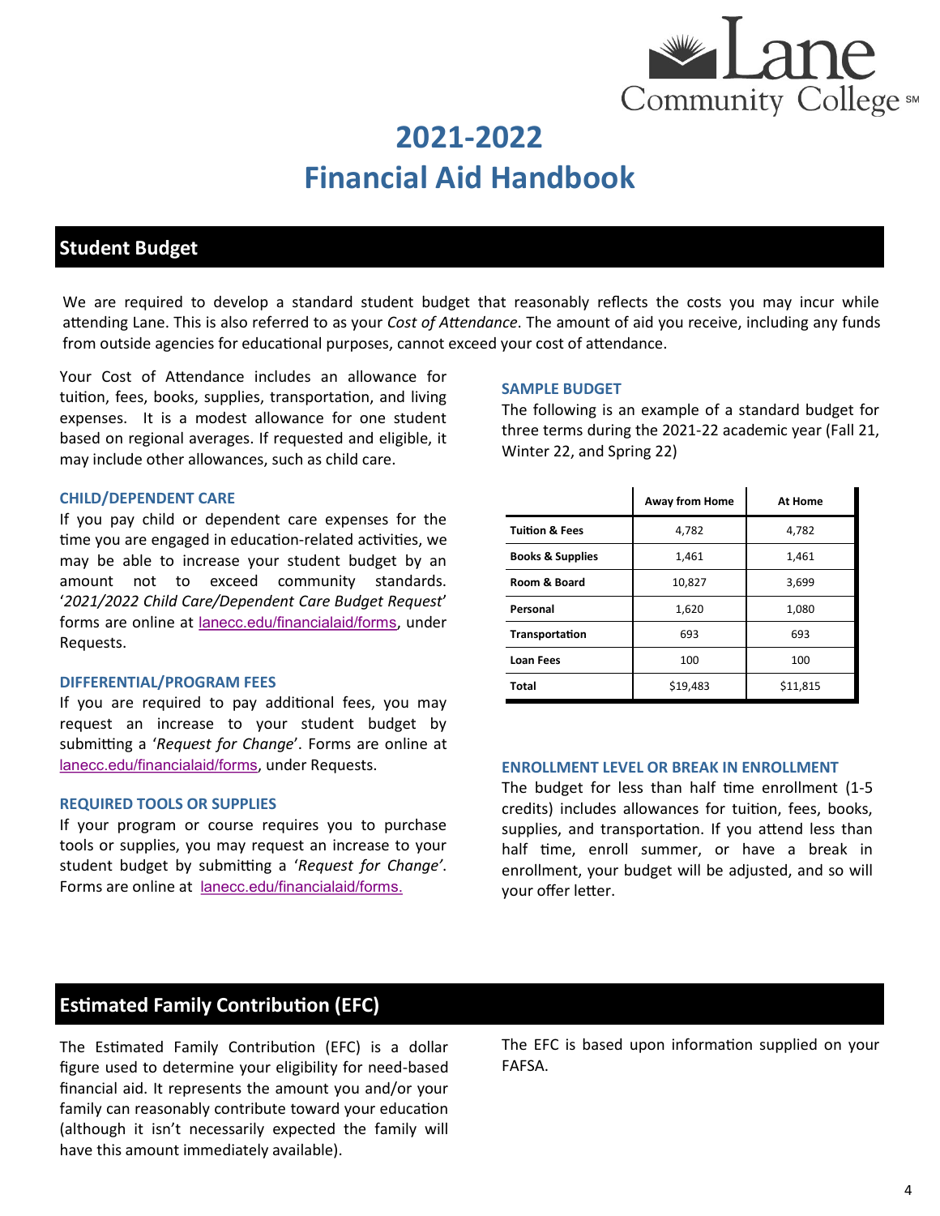# 2021-2022 Financial Aid Handbook

## Student Budget

We are required to develop a standard student budget that reasonably reflects the costs you may incur while attending Lane. This is also referred to as your *Cost of Attendance*. The amount of aid you receive, including any funds from outside agencies for educational purposes, cannot exceed your cost of attendance.

Your Cost of Attendance includes an allowance for tuition, fees, books, supplies, transportation, and living expenses. It is a modest allowance for one student based on regional averages. If requested and eligible, it may include other allowances, such as child care.

### CHILD/DEPENDENT CARE

If you pay child or dependent care expenses for the time you are engaged in education-related activities, we may be able to increase your student budget by an amount not to exceed community standards. '*2021/2022 Child Care/Dependent Care Budget Request*' forms are online at lanecc.edu/financialaid/forms, under Requests.

### DIFFERENTIAL/PROGRAM FEES

If you are required to pay additional fees, you may request an increase to your student budget by submitting a '*Request for Change*'. Forms are online at lanecc.edu/financialaid/forms, under Requests.

### REQUIRED TOOLS OR SUPPLIES

If your program or course requires you to purchase tools or supplies, you may request an increase to your student budget by submitting a '*Request for Change*'. Forms are online at lanecc.edu/financialaid/forms.

### SAMPLE BUDGET

The following is an example of a standard budget for three terms during the 2021-22 academic year (Fall 21, Winter 22, and Spring 22)

| | Away from Home | At Home |
|---|---|---|
| **Tuition & Fees** | 4,782 | 4,782 |
| **Books & Supplies** | 1,461 | 1,461 |
| **Room & Board** | 10,827 | 3,699 |
| **Personal** | 1,620 | 1,080 |
| **Transportation** | 693 | 693 |
| **Loan Fees** | 100 | 100 |
| **Total** | $19,483 | $11,815 |

### ENROLLMENT LEVEL OR BREAK IN ENROLLMENT

The budget for less than half time enrollment (1-5 credits) includes allowances for tuition, fees, books, supplies, and transportation. If you attend less than half time, enroll summer, or have a break in enrollment, your budget will be adjusted, and so will your offer letter.

## Estimated Family Contribution (EFC)

The Estimated Family Contribution (EFC) is a dollar figure used to determine your eligibility for need-based financial aid. It represents the amount you and/or your family can reasonably contribute toward your education (although it isn't necessarily expected the family will have this amount immediately available).

The EFC is based upon information supplied on your FAFSA.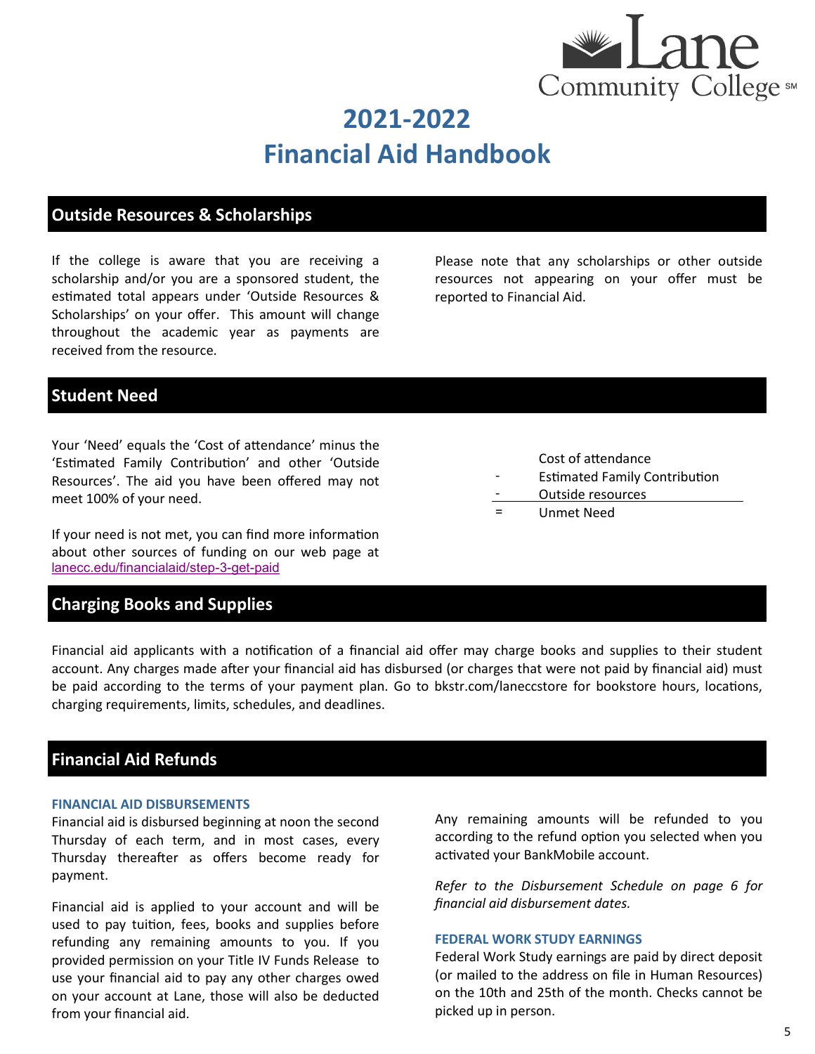# 2021-2022 Financial Aid Handbook

## Outside Resources & Scholarships

If the college is aware that you are receiving a scholarship and/or you are a sponsored student, the estimated total appears under 'Outside Resources & Scholarships' on your offer. This amount will change throughout the academic year as payments are received from the resource.

Please note that any scholarships or other outside resources not appearing on your offer must be reported to Financial Aid.

## Student Need

Your 'Need' equals the 'Cost of attendance' minus the 'Estimated Family Contribution' and other 'Outside Resources'. The aid you have been offered may not meet 100% of your need.

If your need is not met, you can find more information about other sources of funding on our web page at [lanecc.edu/financialaid/step-3-get-paid](lanecc.edu/financialaid/step-3-get-paid)

|   |   |
|---|---|
|   | Cost of attendance |
| - | Estimated Family Contribution |
| - | Outside resources |
| = | Unmet Need |

## Charging Books and Supplies

Financial aid applicants with a notification of a financial aid offer may charge books and supplies to their student account. Any charges made after your financial aid has disbursed (or charges that were not paid by financial aid) must be paid according to the terms of your payment plan. Go to bkstr.com/laneccstore for bookstore hours, locations, charging requirements, limits, schedules, and deadlines.

## Financial Aid Refunds

### FINANCIAL AID DISBURSEMENTS

Financial aid is disbursed beginning at noon the second Thursday of each term, and in most cases, every Thursday thereafter as offers become ready for payment.

Financial aid is applied to your account and will be used to pay tuition, fees, books and supplies before refunding any remaining amounts to you. If you provided permission on your Title IV Funds Release to use your financial aid to pay any other charges owed on your account at Lane, those will also be deducted from your financial aid.

Any remaining amounts will be refunded to you according to the refund option you selected when you activated your BankMobile account.

*Refer to the Disbursement Schedule on page 6 for financial aid disbursement dates.*

### FEDERAL WORK STUDY EARNINGS

Federal Work Study earnings are paid by direct deposit (or mailed to the address on file in Human Resources) on the 10th and 25th of the month. Checks cannot be picked up in person.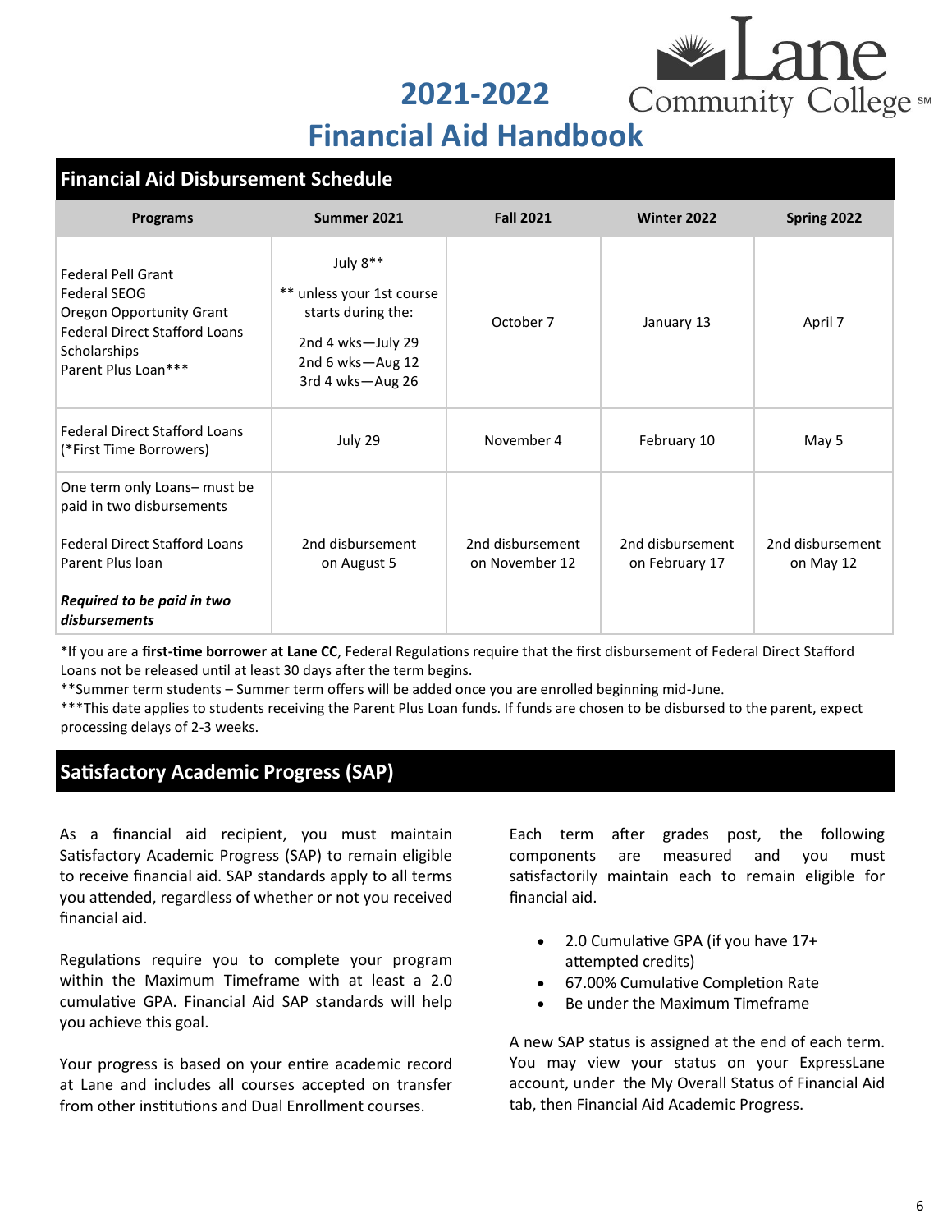# 2021-2022 Financial Aid Handbook

## Financial Aid Disbursement Schedule

| Programs | Summer 2021 | Fall 2021 | Winter 2022 | Spring 2022 |
|---|---|---|---|---|
| Federal Pell Grant<br>Federal SEOG<br>Oregon Opportunity Grant<br>Federal Direct Stafford Loans<br>Scholarships<br>Parent Plus Loan*** | July 8**<br>** unless your 1st course starts during the:<br>2nd 4 wks—July 29<br>2nd 6 wks—Aug 12<br>3rd 4 wks—Aug 26 | October 7 | January 13 | April 7 |
| Federal Direct Stafford Loans (*First Time Borrowers) | July 29 | November 4 | February 10 | May 5 |
| One term only Loans– must be paid in two disbursements<br>Federal Direct Stafford Loans<br>Parent Plus loan<br>***Required to be paid in two disbursements*** | 2nd disbursement on August 5 | 2nd disbursement on November 12 | 2nd disbursement on February 17 | 2nd disbursement on May 12 |

*If you are a **first-time borrower at Lane CC**, Federal Regulations require that the first disbursement of Federal Direct Stafford Loans not be released until at least 30 days after the term begins.

**Summer term students – Summer term offers will be added once you are enrolled beginning mid-June.

***This date applies to students receiving the Parent Plus Loan funds. If funds are chosen to be disbursed to the parent, expect processing delays of 2-3 weeks.

## Satisfactory Academic Progress (SAP)

As a financial aid recipient, you must maintain Satisfactory Academic Progress (SAP) to remain eligible to receive financial aid. SAP standards apply to all terms you attended, regardless of whether or not you received financial aid.

Regulations require you to complete your program within the Maximum Timeframe with at least a 2.0 cumulative GPA. Financial Aid SAP standards will help you achieve this goal.

Your progress is based on your entire academic record at Lane and includes all courses accepted on transfer from other institutions and Dual Enrollment courses.

Each term after grades post, the following components are measured and you must satisfactorily maintain each to remain eligible for financial aid.

- 2.0 Cumulative GPA (if you have 17+ attempted credits)
- 67.00% Cumulative Completion Rate
- Be under the Maximum Timeframe

A new SAP status is assigned at the end of each term. You may view your status on your ExpressLane account, under the My Overall Status of Financial Aid tab, then Financial Aid Academic Progress.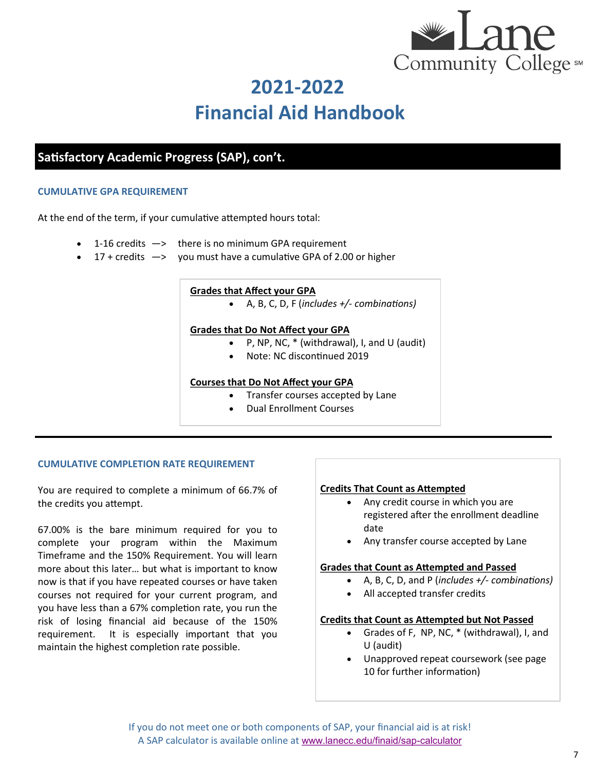# 2021-2022 Financial Aid Handbook

## Satisfactory Academic Progress (SAP), con't.

### CUMULATIVE GPA REQUIREMENT

At the end of the term, if your cumulative attempted hours total:

- 1-16 credits —> there is no minimum GPA requirement
- 17 + credits —> you must have a cumulative GPA of 2.00 or higher

**Grades that Affect your GPA**

- A, B, C, D, F (*includes +/- combinations)*

**Grades that Do Not Affect your GPA**

- P, NP, NC, * (withdrawal), I, and U (audit)
- Note: NC discontinued 2019

**Courses that Do Not Affect your GPA**

- Transfer courses accepted by Lane
- Dual Enrollment Courses

### CUMULATIVE COMPLETION RATE REQUIREMENT

You are required to complete a minimum of 66.7% of the credits you attempt.

67.00% is the bare minimum required for you to complete your program within the Maximum Timeframe and the 150% Requirement. You will learn more about this later… but what is important to know now is that if you have repeated courses or have taken courses not required for your current program, and you have less than a 67% completion rate, you run the risk of losing financial aid because of the 150% requirement. It is especially important that you maintain the highest completion rate possible.

**Credits That Count as Attempted**

- Any credit course in which you are registered after the enrollment deadline date
- Any transfer course accepted by Lane

**Grades that Count as Attempted and Passed**

- A, B, C, D, and P (*includes +/- combinations)*
- All accepted transfer credits

**Credits that Count as Attempted but Not Passed**

- Grades of F, NP, NC, * (withdrawal), I, and U (audit)
- Unapproved repeat coursework (see page 10 for further information)

If you do not meet one or both components of SAP, your financial aid is at risk!
A SAP calculator is available online at www.lanecc.edu/finaid/sap-calculator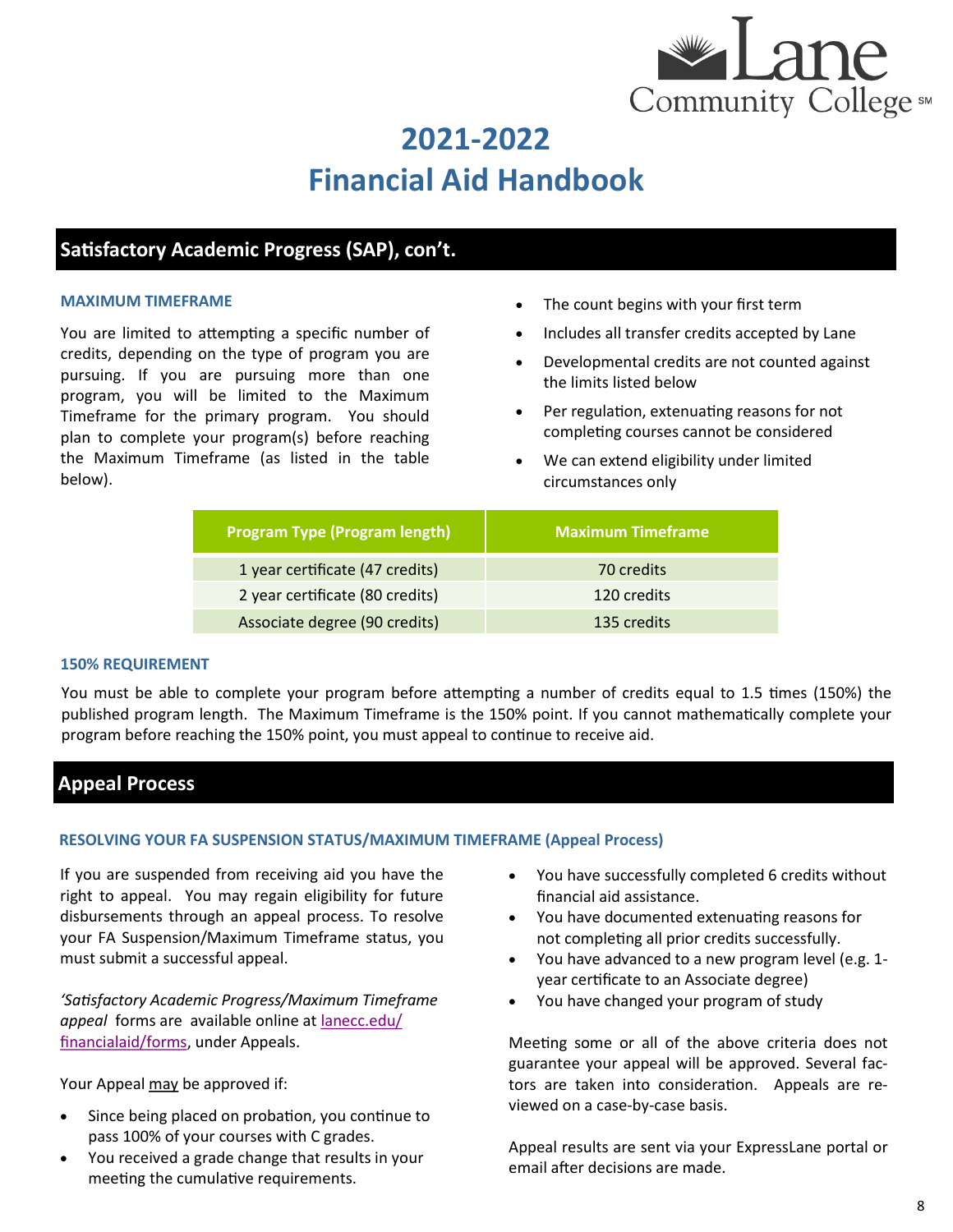# 2021-2022 Financial Aid Handbook

## Satisfactory Academic Progress (SAP), con't.

### MAXIMUM TIMEFRAME

You are limited to attempting a specific number of credits, depending on the type of program you are pursuing. If you are pursuing more than one program, you will be limited to the Maximum Timeframe for the primary program. You should plan to complete your program(s) before reaching the Maximum Timeframe (as listed in the table below).

- The count begins with your first term
- Includes all transfer credits accepted by Lane
- Developmental credits are not counted against the limits listed below
- Per regulation, extenuating reasons for not completing courses cannot be considered
- We can extend eligibility under limited circumstances only

| Program Type (Program length) | Maximum Timeframe |
|---|---|
| 1 year certificate (47 credits) | 70 credits |
| 2 year certificate (80 credits) | 120 credits |
| Associate degree (90 credits) | 135 credits |

### 150% REQUIREMENT

You must be able to complete your program before attempting a number of credits equal to 1.5 times (150%) the published program length. The Maximum Timeframe is the 150% point. If you cannot mathematically complete your program before reaching the 150% point, you must appeal to continue to receive aid.

## Appeal Process

### RESOLVING YOUR FA SUSPENSION STATUS/MAXIMUM TIMEFRAME (Appeal Process)

If you are suspended from receiving aid you have the right to appeal. You may regain eligibility for future disbursements through an appeal process. To resolve your FA Suspension/Maximum Timeframe status, you must submit a successful appeal.

*'Satisfactory Academic Progress/Maximum Timeframe appeal* forms are available online at lanecc.edu/financialaid/forms, under Appeals.

Your Appeal may be approved if:

- Since being placed on probation, you continue to pass 100% of your courses with C grades.
- You received a grade change that results in your meeting the cumulative requirements.
- You have successfully completed 6 credits without financial aid assistance.
- You have documented extenuating reasons for not completing all prior credits successfully.
- You have advanced to a new program level (e.g. 1-year certificate to an Associate degree)
- You have changed your program of study

Meeting some or all of the above criteria does not guarantee your appeal will be approved. Several factors are taken into consideration. Appeals are reviewed on a case-by-case basis.

Appeal results are sent via your ExpressLane portal or email after decisions are made.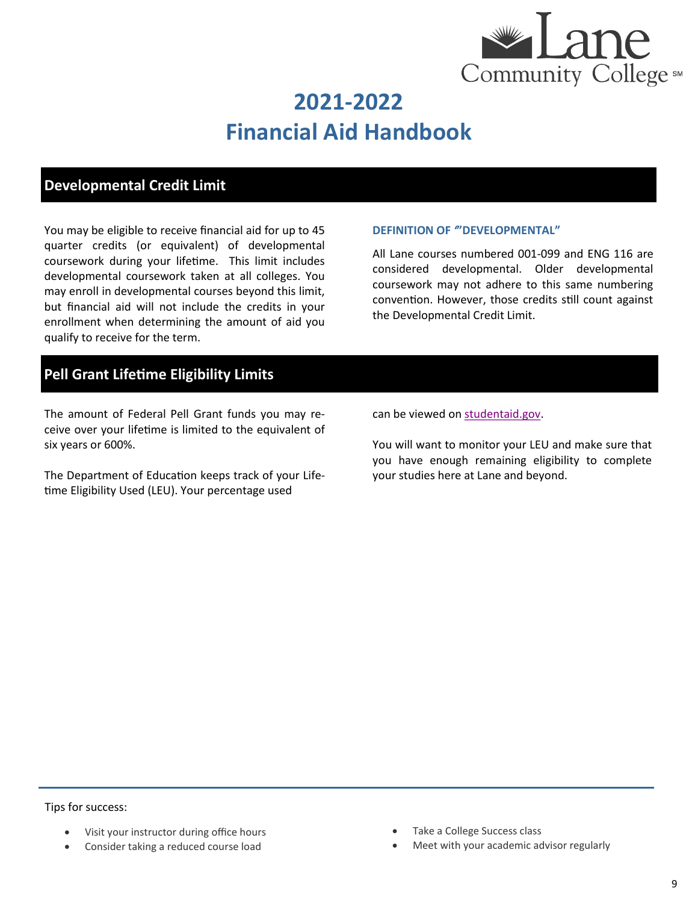# 2021-2022
# Financial Aid Handbook

## Developmental Credit Limit

You may be eligible to receive financial aid for up to 45 quarter credits (or equivalent) of developmental coursework during your lifetime. This limit includes developmental coursework taken at all colleges. You may enroll in developmental courses beyond this limit, but financial aid will not include the credits in your enrollment when determining the amount of aid you qualify to receive for the term.

### DEFINITION OF ‴DEVELOPMENTAL”

All Lane courses numbered 001-099 and ENG 116 are considered developmental. Older developmental coursework may not adhere to this same numbering convention. However, those credits still count against the Developmental Credit Limit.

## Pell Grant Lifetime Eligibility Limits

The amount of Federal Pell Grant funds you may receive over your lifetime is limited to the equivalent of six years or 600%.

The Department of Education keeps track of your Lifetime Eligibility Used (LEU). Your percentage used can be viewed on studentaid.gov.

You will want to monitor your LEU and make sure that you have enough remaining eligibility to complete your studies here at Lane and beyond.

Tips for success:

- Visit your instructor during office hours
- Consider taking a reduced course load
- Take a College Success class
- Meet with your academic advisor regularly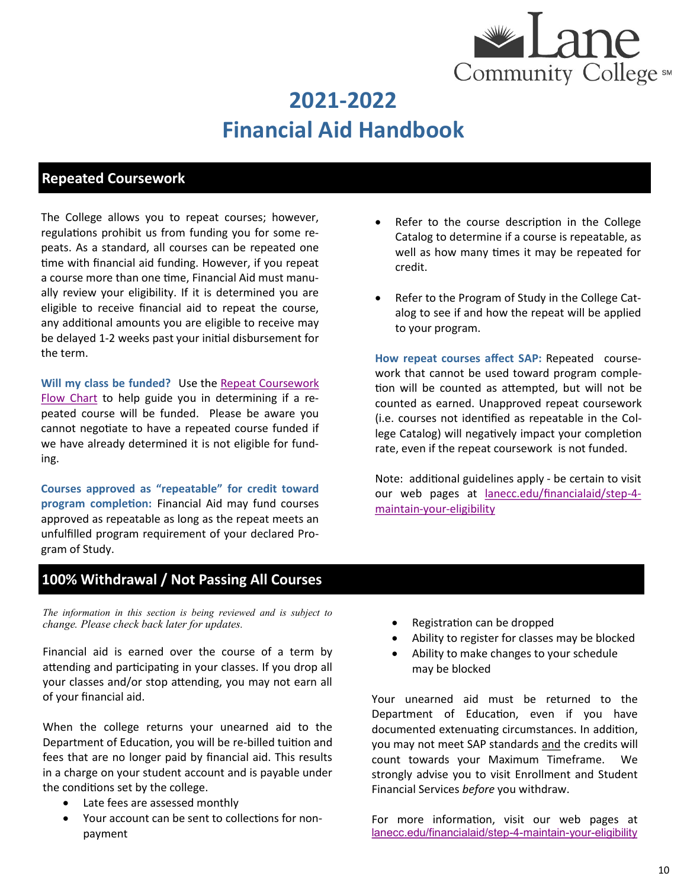# 2021-2022 Financial Aid Handbook

## Repeated Coursework

The College allows you to repeat courses; however, regulations prohibit us from funding you for some repeats. As a standard, all courses can be repeated one time with financial aid funding. However, if you repeat a course more than one time, Financial Aid must manually review your eligibility. If it is determined you are eligible to receive financial aid to repeat the course, any additional amounts you are eligible to receive may be delayed 1-2 weeks past your initial disbursement for the term.

**Will my class be funded?** Use the [Repeat Coursework Flow Chart]() to help guide you in determining if a repeated course will be funded. Please be aware you cannot negotiate to have a repeated course funded if we have already determined it is not eligible for funding.

**Courses approved as "repeatable" for credit toward program completion:** Financial Aid may fund courses approved as repeatable as long as the repeat meets an unfulfilled program requirement of your declared Program of Study.

- Refer to the course description in the College Catalog to determine if a course is repeatable, as well as how many times it may be repeated for credit.
- Refer to the Program of Study in the College Catalog to see if and how the repeat will be applied to your program.

**How repeat courses affect SAP:** Repeated coursework that cannot be used toward program completion will be counted as attempted, but will not be counted as earned. Unapproved repeat coursework (i.e. courses not identified as repeatable in the College Catalog) will negatively impact your completion rate, even if the repeat coursework is not funded.

Note: additional guidelines apply - be certain to visit our web pages at [lanecc.edu/financialaid/step-4-maintain-your-eligibility]()

## 100% Withdrawal / Not Passing All Courses

*The information in this section is being reviewed and is subject to change. Please check back later for updates.*

Financial aid is earned over the course of a term by attending and participating in your classes. If you drop all your classes and/or stop attending, you may not earn all of your financial aid.

When the college returns your unearned aid to the Department of Education, you will be re-billed tuition and fees that are no longer paid by financial aid. This results in a charge on your student account and is payable under the conditions set by the college.

- Late fees are assessed monthly
- Your account can be sent to collections for non-payment
- Registration can be dropped
- Ability to register for classes may be blocked
- Ability to make changes to your schedule may be blocked

Your unearned aid must be returned to the Department of Education, even if you have documented extenuating circumstances. In addition, you may not meet SAP standards and the credits will count towards your Maximum Timeframe. We strongly advise you to visit Enrollment and Student Financial Services *before* you withdraw.

For more information, visit our web pages at [lanecc.edu/financialaid/step-4-maintain-your-eligibility]()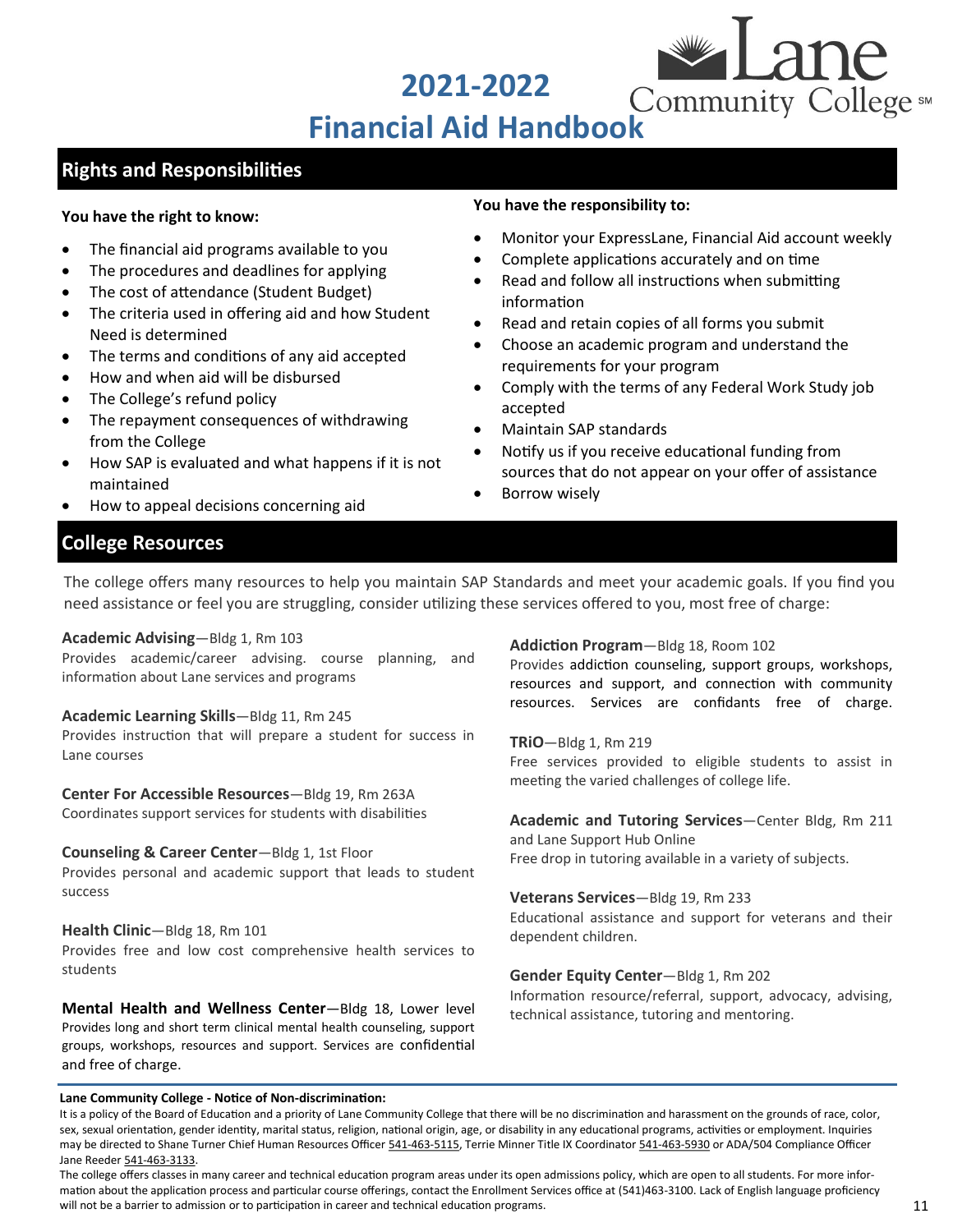# 2021-2022 Financial Aid Handbook

Lane Community College

## Rights and Responsibilities

**You have the right to know:**

- The financial aid programs available to you
- The procedures and deadlines for applying
- The cost of attendance (Student Budget)
- The criteria used in offering aid and how Student Need is determined
- The terms and conditions of any aid accepted
- How and when aid will be disbursed
- The College's refund policy
- The repayment consequences of withdrawing from the College
- How SAP is evaluated and what happens if it is not maintained
- How to appeal decisions concerning aid

**You have the responsibility to:**

- Monitor your ExpressLane, Financial Aid account weekly
- Complete applications accurately and on time
- Read and follow all instructions when submitting information
- Read and retain copies of all forms you submit
- Choose an academic program and understand the requirements for your program
- Comply with the terms of any Federal Work Study job accepted
- Maintain SAP standards
- Notify us if you receive educational funding from sources that do not appear on your offer of assistance
- Borrow wisely

## College Resources

The college offers many resources to help you maintain SAP Standards and meet your academic goals. If you find you need assistance or feel you are struggling, consider utilizing these services offered to you, most free of charge:

**Academic Advising**—Bldg 1, Rm 103
Provides academic/career advising. course planning, and information about Lane services and programs

**Academic Learning Skills**—Bldg 11, Rm 245
Provides instruction that will prepare a student for success in Lane courses

**Center For Accessible Resources**—Bldg 19, Rm 263A
Coordinates support services for students with disabilities

**Counseling & Career Center**—Bldg 1, 1st Floor
Provides personal and academic support that leads to student success

**Health Clinic**—Bldg 18, Rm 101
Provides free and low cost comprehensive health services to students

**Mental Health and Wellness Center**—Bldg 18, Lower level
Provides long and short term clinical mental health counseling, support groups, workshops, resources and support. Services are confidential and free of charge.

**Addiction Program**—Bldg 18, Room 102
Provides addiction counseling, support groups, workshops, resources and support, and connection with community resources. Services are confidants free of charge.

**TRiO**—Bldg 1, Rm 219
Free services provided to eligible students to assist in meeting the varied challenges of college life.

**Academic and Tutoring Services**—Center Bldg, Rm 211 and Lane Support Hub Online
Free drop in tutoring available in a variety of subjects.

**Veterans Services**—Bldg 19, Rm 233
Educational assistance and support for veterans and their dependent children.

**Gender Equity Center**—Bldg 1, Rm 202
Information resource/referral, support, advocacy, advising, technical assistance, tutoring and mentoring.

**Lane Community College - Notice of Non-discrimination:**

It is a policy of the Board of Education and a priority of Lane Community College that there will be no discrimination and harassment on the grounds of race, color, sex, sexual orientation, gender identity, marital status, religion, national origin, age, or disability in any educational programs, activities or employment. Inquiries may be directed to Shane Turner Chief Human Resources Officer 541-463-5115, Terrie Minner Title IX Coordinator 541-463-5930 or ADA/504 Compliance Officer Jane Reeder 541-463-3133.

The college offers classes in many career and technical education program areas under its open admissions policy, which are open to all students. For more information about the application process and particular course offerings, contact the Enrollment Services office at (541)463-3100. Lack of English language proficiency will not be a barrier to admission or to participation in career and technical education programs.